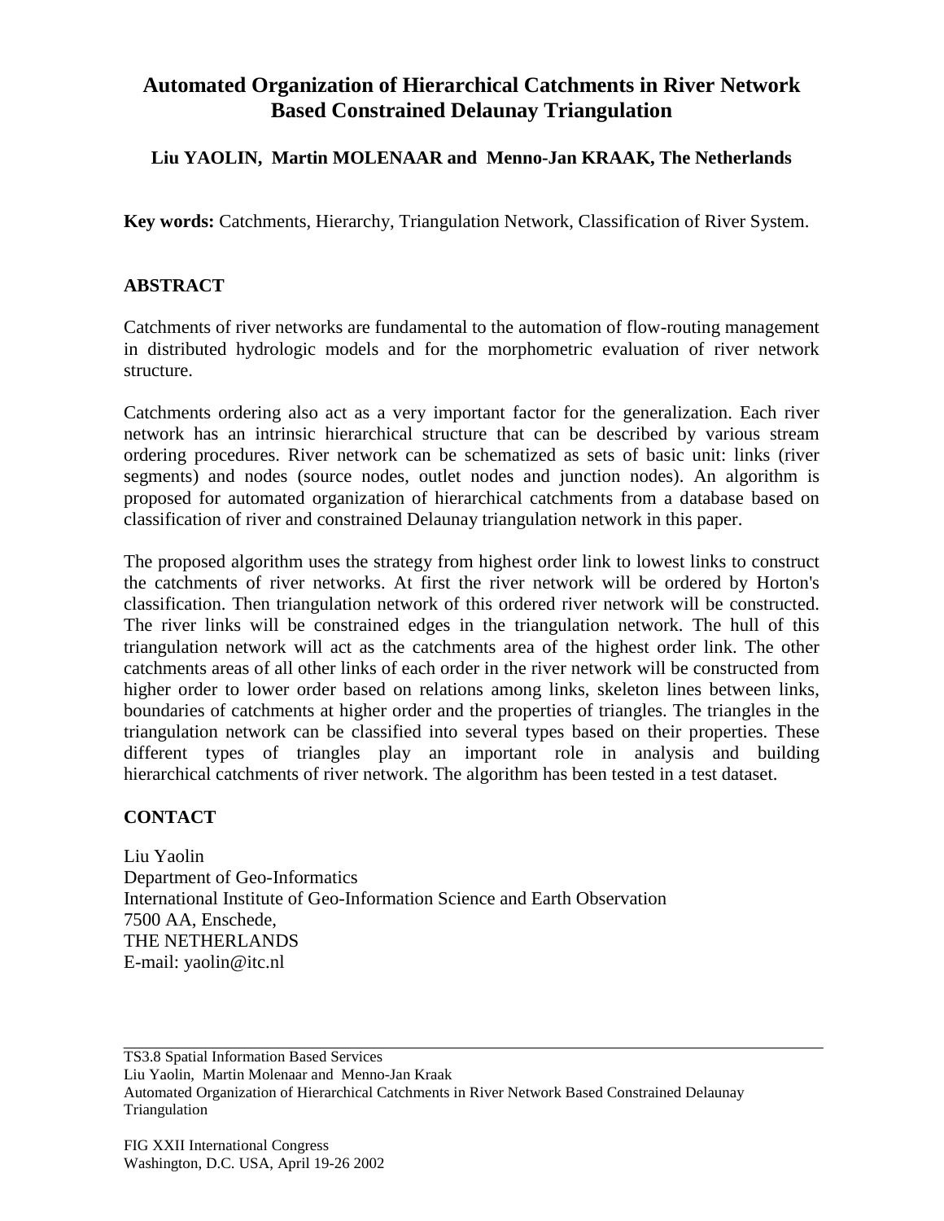# Automated Organization of Hierarchical Catchments in River Network Based Constrained Delaunay Triangulation

**Liu YAOLIN, Martin MOLENAAR and Menno-Jan KRAAK, The Netherlands**

**Key words:** Catchments, Hierarchy, Triangulation Network, Classification of River System.

## ABSTRACT

Catchments of river networks are fundamental to the automation of flow-routing management in distributed hydrologic models and for the morphometric evaluation of river network structure.

Catchments ordering also act as a very important factor for the generalization. Each river network has an intrinsic hierarchical structure that can be described by various stream ordering procedures. River network can be schematized as sets of basic unit: links (river segments) and nodes (source nodes, outlet nodes and junction nodes). An algorithm is proposed for automated organization of hierarchical catchments from a database based on classification of river and constrained Delaunay triangulation network in this paper.

The proposed algorithm uses the strategy from highest order link to lowest links to construct the catchments of river networks. At first the river network will be ordered by Horton's classification. Then triangulation network of this ordered river network will be constructed. The river links will be constrained edges in the triangulation network. The hull of this triangulation network will act as the catchments area of the highest order link. The other catchments areas of all other links of each order in the river network will be constructed from higher order to lower order based on relations among links, skeleton lines between links, boundaries of catchments at higher order and the properties of triangles. The triangles in the triangulation network can be classified into several types based on their properties. These different types of triangles play an important role in analysis and building hierarchical catchments of river network. The algorithm has been tested in a test dataset.

## CONTACT

Liu Yaolin
Department of Geo-Informatics
International Institute of Geo-Information Science and Earth Observation
7500 AA, Enschede,
THE NETHERLANDS
E-mail: yaolin@itc.nl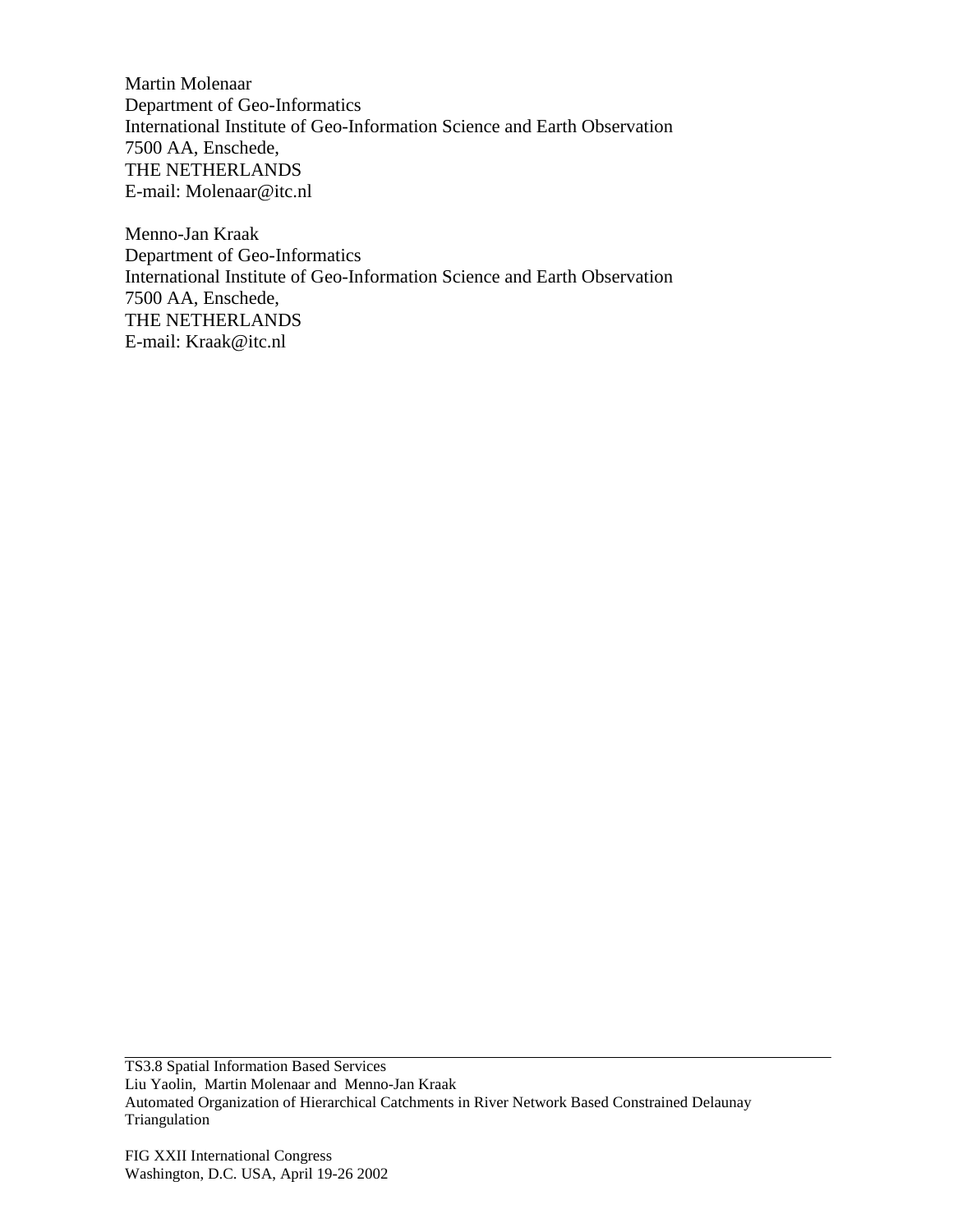Martin Molenaar
Department of Geo-Informatics
International Institute of Geo-Information Science and Earth Observation
7500 AA, Enschede,
THE NETHERLANDS
E-mail: Molenaar@itc.nl

Menno-Jan Kraak
Department of Geo-Informatics
International Institute of Geo-Information Science and Earth Observation
7500 AA, Enschede,
THE NETHERLANDS
E-mail: Kraak@itc.nl